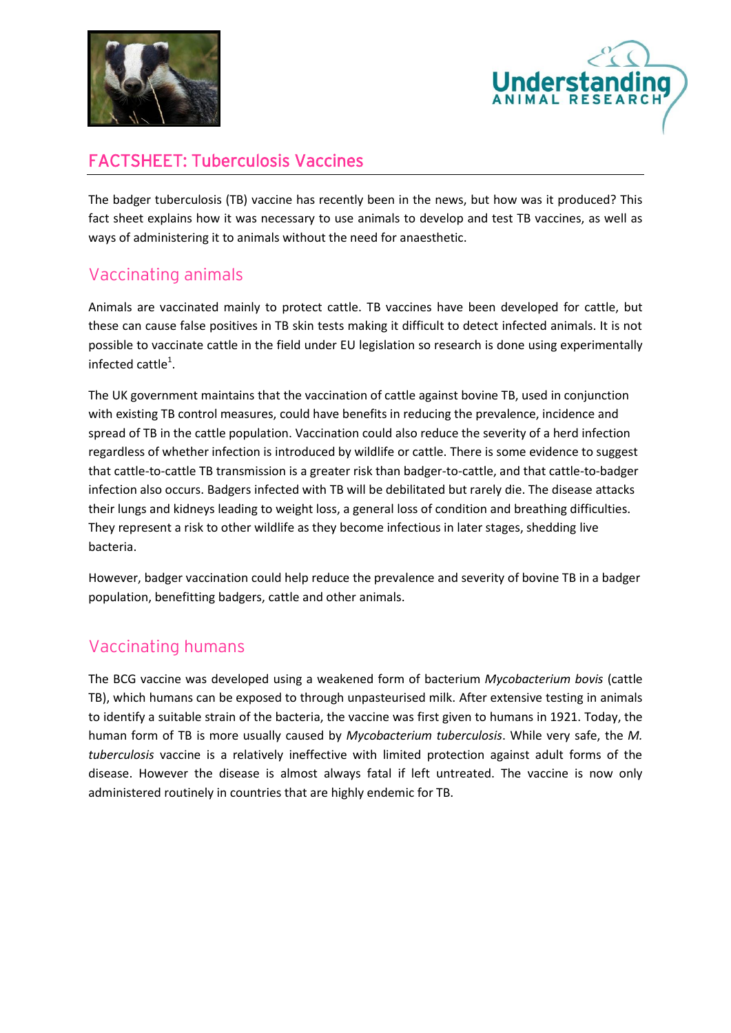# FACTSHEET: Tuberculosis Vaccines

The badger tuberculosis (TB) vaccine has recently been in the news, but how was it produced? This fact sheet explains how it was necessary to use animals to develop and test TB vaccines, as well as ways of administering it to animals without the need for anaesthetic.

## Vaccinating animals

Animals are vaccinated mainly to protect cattle. TB vaccines have been developed for cattle, but these can cause false positives in TB skin tests making it difficult to detect infected animals. It is not possible to vaccinate cattle in the field under EU legislation so research is done using experimentally infected cattle[1].

The UK government maintains that the vaccination of cattle against bovine TB, used in conjunction with existing TB control measures, could have benefits in reducing the prevalence, incidence and spread of TB in the cattle population. Vaccination could also reduce the severity of a herd infection regardless of whether infection is introduced by wildlife or cattle. There is some evidence to suggest that cattle-to-cattle TB transmission is a greater risk than badger-to-cattle, and that cattle-to-badger infection also occurs. Badgers infected with TB will be debilitated but rarely die. The disease attacks their lungs and kidneys leading to weight loss, a general loss of condition and breathing difficulties. They represent a risk to other wildlife as they become infectious in later stages, shedding live bacteria.

However, badger vaccination could help reduce the prevalence and severity of bovine TB in a badger population, benefitting badgers, cattle and other animals.

## Vaccinating humans

The BCG vaccine was developed using a weakened form of bacterium *Mycobacterium bovis* (cattle TB), which humans can be exposed to through unpasteurised milk. After extensive testing in animals to identify a suitable strain of the bacteria, the vaccine was first given to humans in 1921. Today, the human form of TB is more usually caused by *Mycobacterium tuberculosis*. While very safe, the *M. tuberculosis* vaccine is a relatively ineffective with limited protection against adult forms of the disease. However the disease is almost always fatal if left untreated. The vaccine is now only administered routinely in countries that are highly endemic for TB.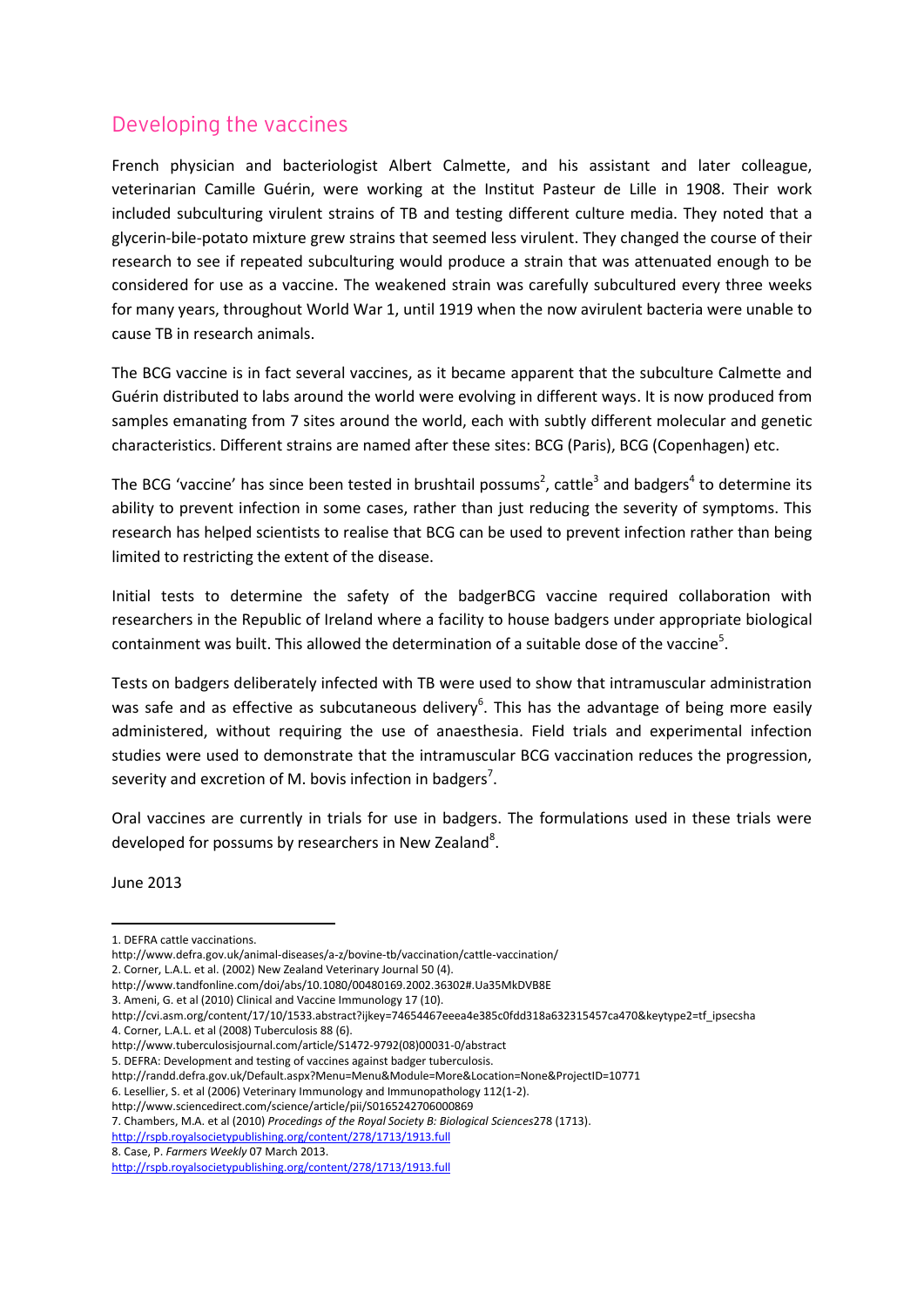## Developing the vaccines

French physician and bacteriologist Albert Calmette, and his assistant and later colleague, veterinarian Camille Guérin, were working at the Institut Pasteur de Lille in 1908. Their work included subculturing virulent strains of TB and testing different culture media. They noted that a glycerin-bile-potato mixture grew strains that seemed less virulent. They changed the course of their research to see if repeated subculturing would produce a strain that was attenuated enough to be considered for use as a vaccine. The weakened strain was carefully subcultured every three weeks for many years, throughout World War 1, until 1919 when the now avirulent bacteria were unable to cause TB in research animals.

The BCG vaccine is in fact several vaccines, as it became apparent that the subculture Calmette and Guérin distributed to labs around the world were evolving in different ways. It is now produced from samples emanating from 7 sites around the world, each with subtly different molecular and genetic characteristics. Different strains are named after these sites: BCG (Paris), BCG (Copenhagen) etc.

The BCG 'vaccine' has since been tested in brushtail possums[2], cattle[3] and badgers[4] to determine its ability to prevent infection in some cases, rather than just reducing the severity of symptoms. This research has helped scientists to realise that BCG can be used to prevent infection rather than being limited to restricting the extent of the disease.

Initial tests to determine the safety of the badgerBCG vaccine required collaboration with researchers in the Republic of Ireland where a facility to house badgers under appropriate biological containment was built. This allowed the determination of a suitable dose of the vaccine[5].

Tests on badgers deliberately infected with TB were used to show that intramuscular administration was safe and as effective as subcutaneous delivery[6]. This has the advantage of being more easily administered, without requiring the use of anaesthesia. Field trials and experimental infection studies were used to demonstrate that the intramuscular BCG vaccination reduces the progression, severity and excretion of M. bovis infection in badgers[7].

Oral vaccines are currently in trials for use in badgers. The formulations used in these trials were developed for possums by researchers in New Zealand[8].

June 2013

---

1. DEFRA cattle vaccinations.
http://www.defra.gov.uk/animal-diseases/a-z/bovine-tb/vaccination/cattle-vaccination/
2. Corner, L.A.L. et al. (2002) New Zealand Veterinary Journal 50 (4).
http://www.tandfonline.com/doi/abs/10.1080/00480169.2002.36302#.Ua35MkDVB8E
3. Ameni, G. et al (2010) Clinical and Vaccine Immunology 17 (10).
http://cvi.asm.org/content/17/10/1533.abstract?ijkey=74654467eeea4e385c0fdd318a632315457ca470&keytype2=tf_ipsecsha
4. Corner, L.A.L. et al (2008) Tuberculosis 88 (6).
http://www.tuberculosisjournal.com/article/S1472-9792(08)00031-0/abstract
5. DEFRA: Development and testing of vaccines against badger tuberculosis.
http://randd.defra.gov.uk/Default.aspx?Menu=Menu&Module=More&Location=None&ProjectID=10771
6. Lesellier, S. et al (2006) Veterinary Immunology and Immunopathology 112(1-2).
http://www.sciencedirect.com/science/article/pii/S0165242706000869
7. Chambers, M.A. et al (2010) *Procedings of the Royal Society B: Biological Sciences*278 (1713).
http://rspb.royalsocietypublishing.org/content/278/1713/1913.full
8. Case, P. *Farmers Weekly* 07 March 2013.
http://rspb.royalsocietypublishing.org/content/278/1713/1913.full